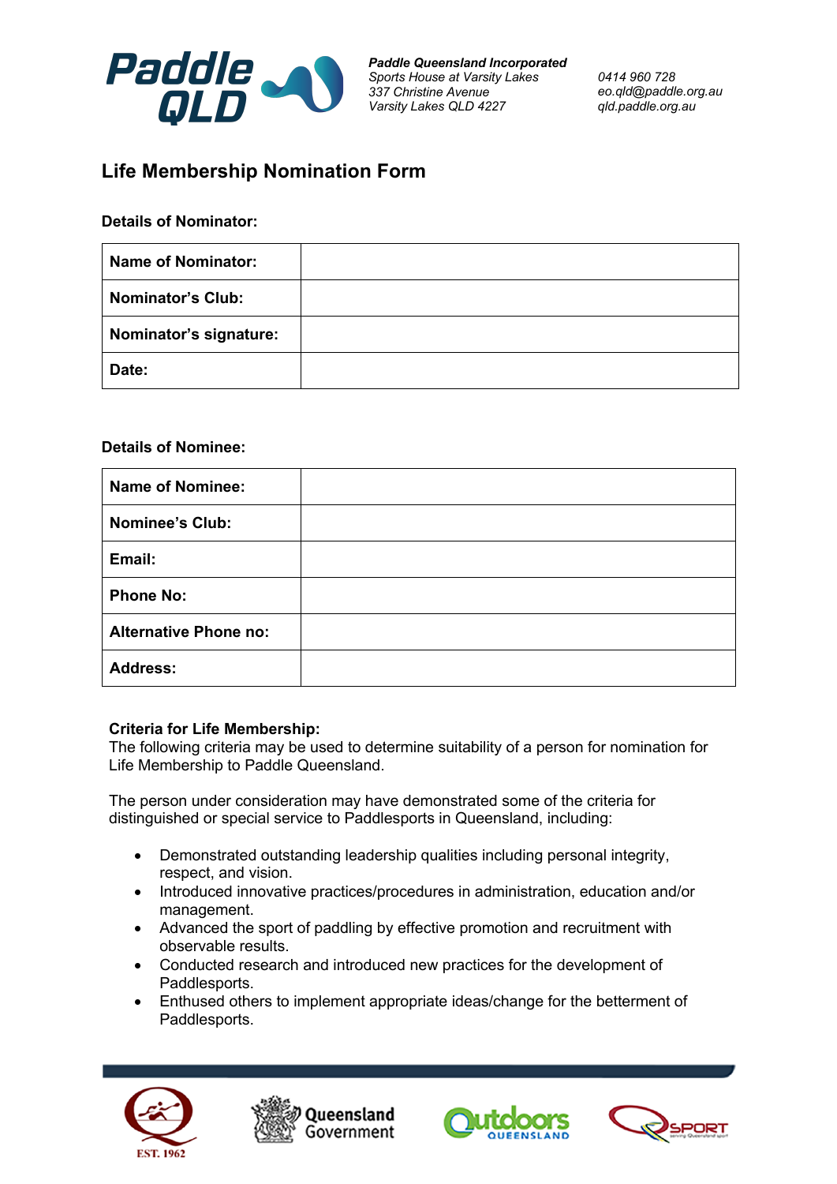**Paddle Queensland Incorporated**
*Sports House at Varsity Lakes*
*337 Christine Avenue*
*Varsity Lakes QLD 4227*

*0414 960 728*
*eo.qld@paddle.org.au*
*qld.paddle.org.au*

# Life Membership Nomination Form

**Details of Nominator:**

| | |
|---|---|
| **Name of Nominator:** | |
| **Nominator's Club:** | |
| **Nominator's signature:** | |
| **Date:** | |

**Details of Nominee:**

| | |
|---|---|
| **Name of Nominee:** | |
| **Nominee's Club:** | |
| **Email:** | |
| **Phone No:** | |
| **Alternative Phone no:** | |
| **Address:** | |

**Criteria for Life Membership:**
The following criteria may be used to determine suitability of a person for nomination for Life Membership to Paddle Queensland.

The person under consideration may have demonstrated some of the criteria for distinguished or special service to Paddlesports in Queensland, including:

- Demonstrated outstanding leadership qualities including personal integrity, respect, and vision.
- Introduced innovative practices/procedures in administration, education and/or management.
- Advanced the sport of paddling by effective promotion and recruitment with observable results.
- Conducted research and introduced new practices for the development of Paddlesports.
- Enthused others to implement appropriate ideas/change for the betterment of Paddlesports.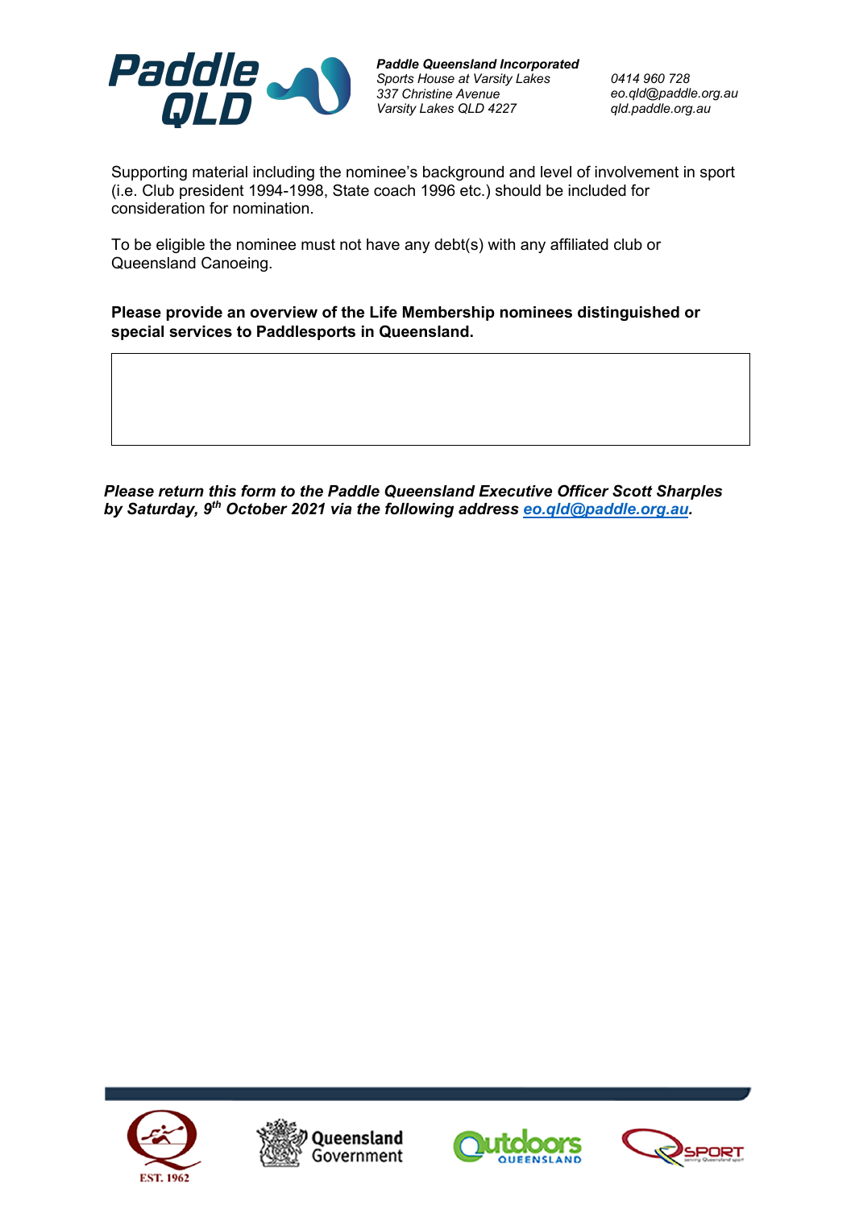Supporting material including the nominee's background and level of involvement in sport (i.e. Club president 1994-1998, State coach 1996 etc.) should be included for consideration for nomination.

To be eligible the nominee must not have any debt(s) with any affiliated club or Queensland Canoeing.

**Please provide an overview of the Life Membership nominees distinguished or special services to Paddlesports in Queensland.**

| |
|---|
| |

***Please return this form to the Paddle Queensland Executive Officer Scott Sharples by Saturday, 9th October 2021 via the following address eo.qld@paddle.org.au.***